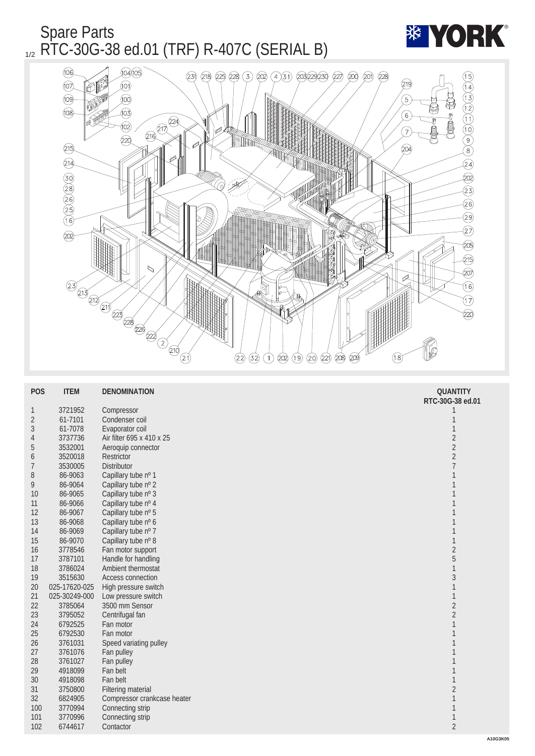# Spare Parts

## RTC-30G-38 ed.01 (TRF) R-407C (SERIAL B)

| POS | ITEM | DENOMINATION | QUANTITY RTC-30G-38 ed.01 |
|---|---|---|---|
| 1 | 3721952 | Compressor | 1 |
| 2 | 61-7101 | Condenser coil | 1 |
| 3 | 61-7078 | Evaporator coil | 1 |
| 4 | 3737736 | Air filter 695 x 410 x 25 | 2 |
| 5 | 3532001 | Aeroquip connector | 2 |
| 6 | 3520018 | Restrictor | 2 |
| 7 | 3530005 | Distributor | 7 |
| 8 | 86-9063 | Capillary tube nº 1 | 1 |
| 9 | 86-9064 | Capillary tube nº 2 | 1 |
| 10 | 86-9065 | Capillary tube nº 3 | 1 |
| 11 | 86-9066 | Capillary tube nº 4 | 1 |
| 12 | 86-9067 | Capillary tube nº 5 | 1 |
| 13 | 86-9068 | Capillary tube nº 6 | 1 |
| 14 | 86-9069 | Capillary tube nº 7 | 1 |
| 15 | 86-9070 | Capillary tube nº 8 | 1 |
| 16 | 3778546 | Fan motor support | 2 |
| 17 | 3787101 | Handle for handling | 5 |
| 18 | 3786024 | Ambient thermostat | 1 |
| 19 | 3515630 | Access connection | 3 |
| 20 | 025-17620-025 | High pressure switch | 1 |
| 21 | 025-30249-000 | Low pressure switch | 1 |
| 22 | 3785064 | 3500 mm Sensor | 2 |
| 23 | 3795052 | Centrifugal fan | 2 |
| 24 | 6792525 | Fan motor | 1 |
| 25 | 6792530 | Fan motor | 1 |
| 26 | 3761031 | Speed variating pulley | 1 |
| 27 | 3761076 | Fan pulley | 1 |
| 28 | 3761027 | Fan pulley | 1 |
| 29 | 4918099 | Fan belt | 1 |
| 30 | 4918098 | Fan belt | 1 |
| 31 | 3750800 | Filtering material | 2 |
| 32 | 6824905 | Compressor crankcase heater | 1 |
| 100 | 3770994 | Connecting strip | 1 |
| 101 | 3770996 | Connecting strip | 1 |
| 102 | 6744617 | Contactor | 2 |

A10G3K05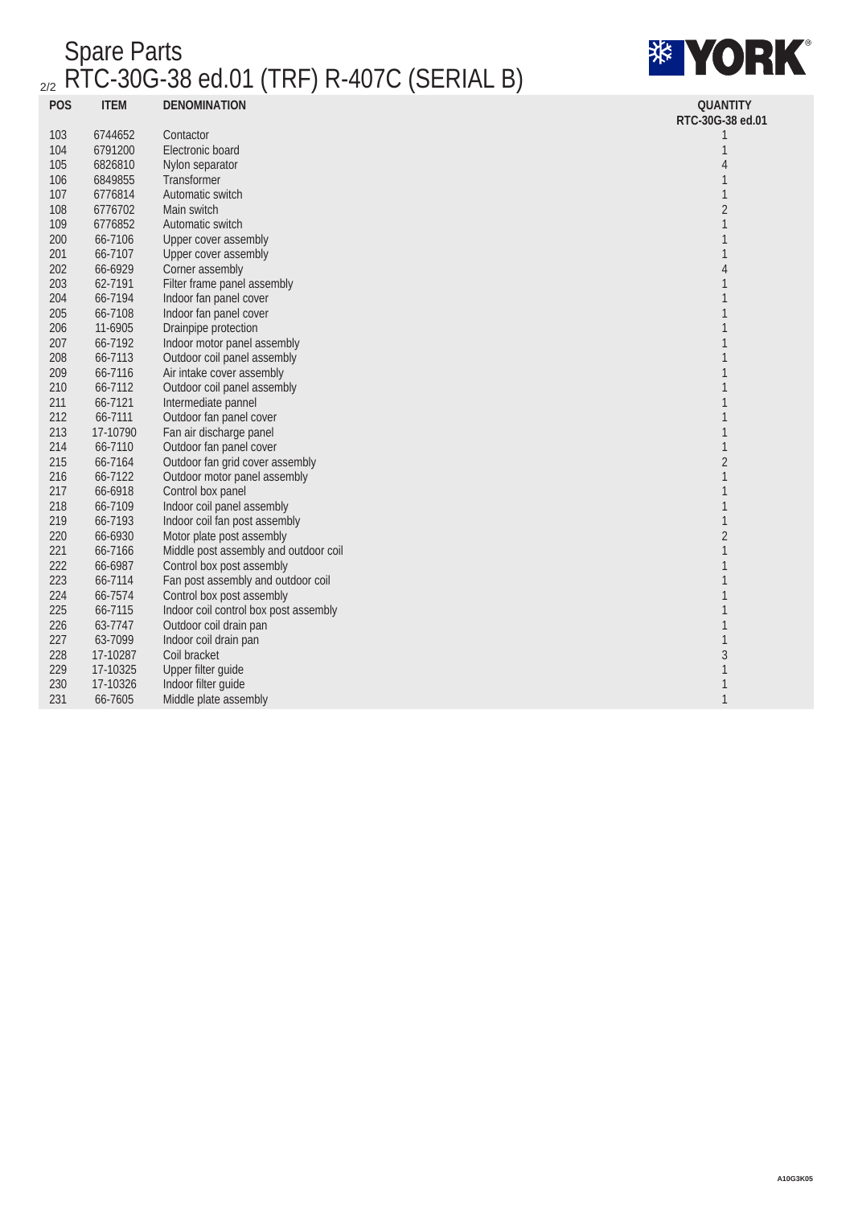# Spare Parts

## RTC-30G-38 ed.01 (TRF) R-407C (SERIAL B)

| POS | ITEM | DENOMINATION | QUANTITY RTC-30G-38 ed.01 |
|---|---|---|---|
| 103 | 6744652 | Contactor | 1 |
| 104 | 6791200 | Electronic board | 1 |
| 105 | 6826810 | Nylon separator | 4 |
| 106 | 6849855 | Transformer | 1 |
| 107 | 6776814 | Automatic switch | 1 |
| 108 | 6776702 | Main switch | 2 |
| 109 | 6776852 | Automatic switch | 1 |
| 200 | 66-7106 | Upper cover assembly | 1 |
| 201 | 66-7107 | Upper cover assembly | 1 |
| 202 | 66-6929 | Corner assembly | 4 |
| 203 | 62-7191 | Filter frame panel assembly | 1 |
| 204 | 66-7194 | Indoor fan panel cover | 1 |
| 205 | 66-7108 | Indoor fan panel cover | 1 |
| 206 | 11-6905 | Drainpipe protection | 1 |
| 207 | 66-7192 | Indoor motor panel assembly | 1 |
| 208 | 66-7113 | Outdoor coil panel assembly | 1 |
| 209 | 66-7116 | Air intake cover assembly | 1 |
| 210 | 66-7112 | Outdoor coil panel assembly | 1 |
| 211 | 66-7121 | Intermediate pannel | 1 |
| 212 | 66-7111 | Outdoor fan panel cover | 1 |
| 213 | 17-10790 | Fan air discharge panel | 1 |
| 214 | 66-7110 | Outdoor fan panel cover | 1 |
| 215 | 66-7164 | Outdoor fan grid cover assembly | 2 |
| 216 | 66-7122 | Outdoor motor panel assembly | 1 |
| 217 | 66-6918 | Control box panel | 1 |
| 218 | 66-7109 | Indoor coil panel assembly | 1 |
| 219 | 66-7193 | Indoor coil fan post assembly | 1 |
| 220 | 66-6930 | Motor plate post assembly | 2 |
| 221 | 66-7166 | Middle post assembly and outdoor coil | 1 |
| 222 | 66-6987 | Control box post assembly | 1 |
| 223 | 66-7114 | Fan post assembly and outdoor coil | 1 |
| 224 | 66-7574 | Control box post assembly | 1 |
| 225 | 66-7115 | Indoor coil control box post assembly | 1 |
| 226 | 63-7747 | Outdoor coil drain pan | 1 |
| 227 | 63-7099 | Indoor coil drain pan | 1 |
| 228 | 17-10287 | Coil bracket | 3 |
| 229 | 17-10325 | Upper filter guide | 1 |
| 230 | 17-10326 | Indoor filter guide | 1 |
| 231 | 66-7605 | Middle plate assembly | 1 |

A10G3K05